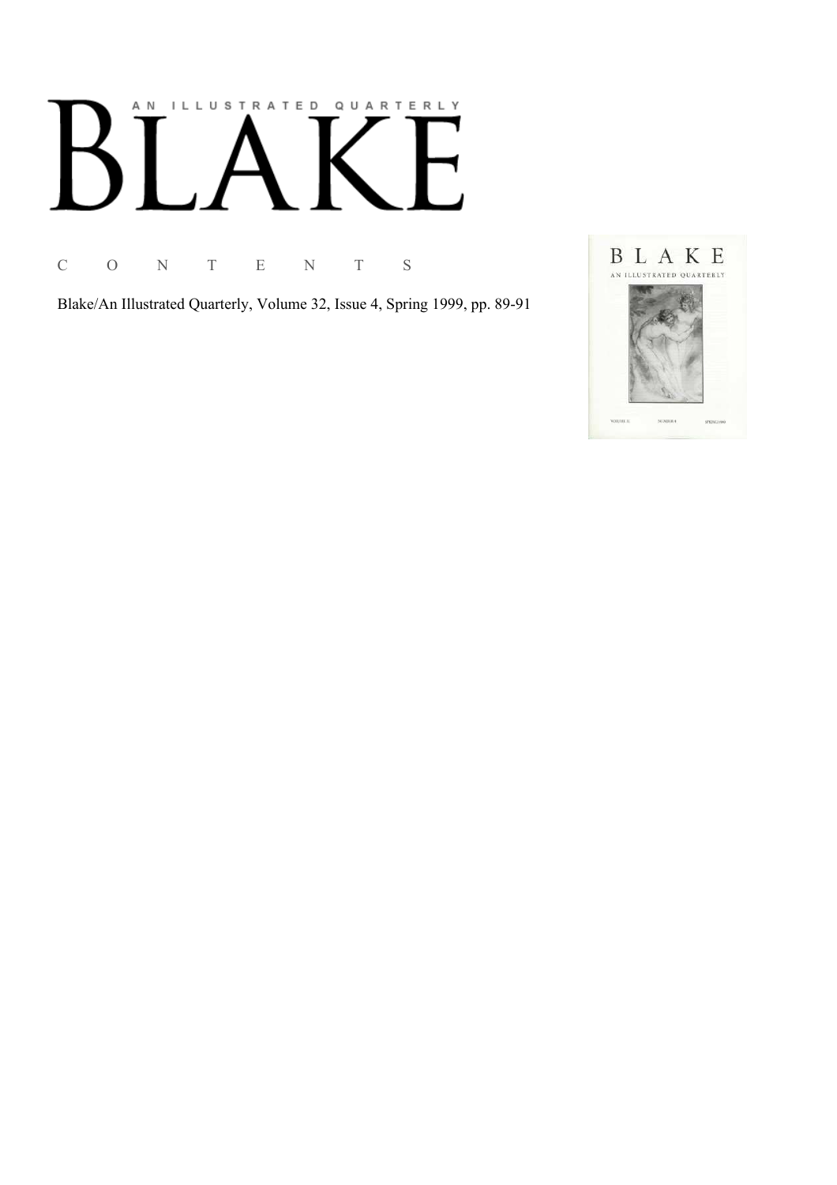AN ILLUSTRATED QUARTERLY

# BLAKE

C O N T E N T S

Blake/An Illustrated Quarterly, Volume 32, Issue 4, Spring 1999, pp. 89-91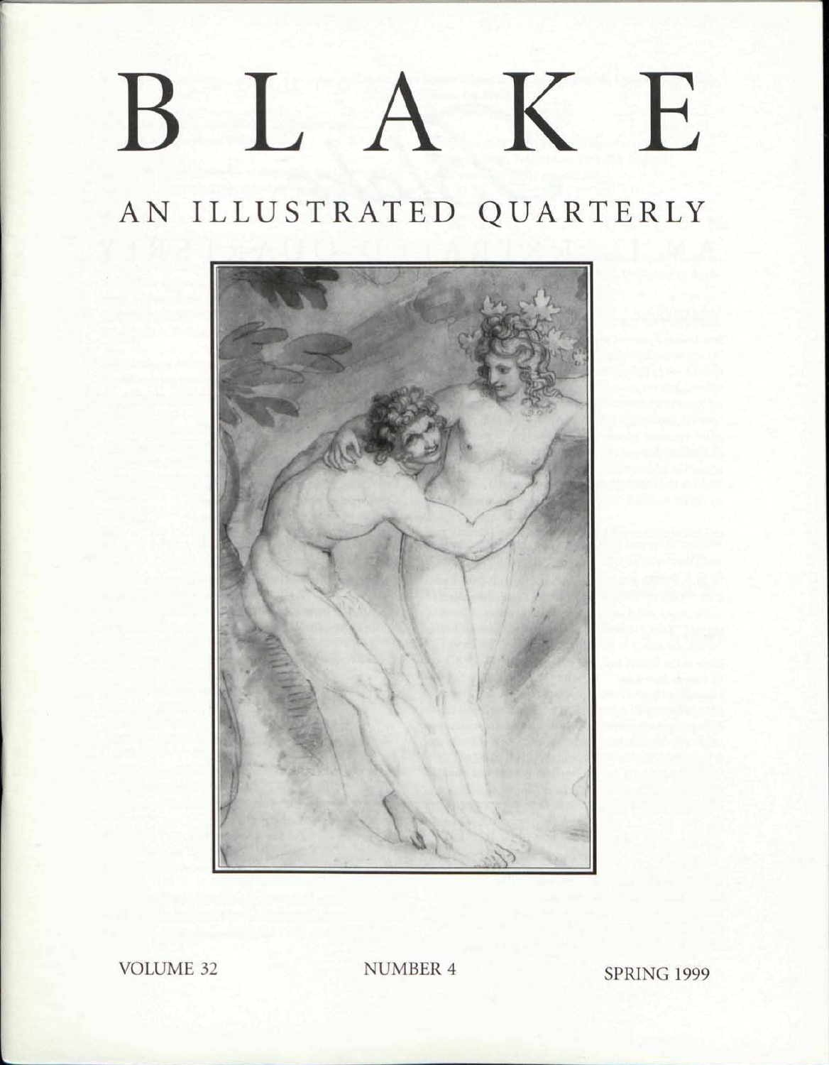# B L A K E

## AN ILLUSTRATED QUARTERLY

VOLUME 32 NUMBER 4 SPRING 1999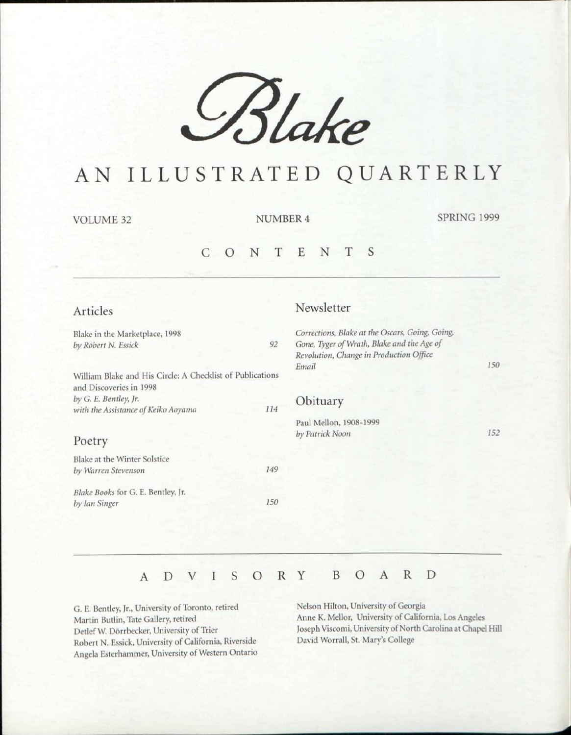# *Blake*

## AN ILLUSTRATED QUARTERLY

VOLUME 32 NUMBER 4 SPRING 1999

## CONTENTS

### Articles

Blake in the Marketplace, 1998
*by Robert N. Essick* 92

William Blake and His Circle: A Checklist of Publications and Discoveries in 1998
*by G. E. Bentley, Jr.*
*with the Assistance of Keiko Aoyama* 114

### Poetry

Blake at the Winter Solstice
*by Warren Stevenson* 149

*Blake Books* for G. E. Bentley, Jr.
*by Ian Singer* 150

### Newsletter

*Corrections, Blake at the Oscars, Going, Going, Gone, Tyger of Wrath, Blake and the Age of Revolution, Change in Production Office Email* 150

### Obituary

Paul Mellon, 1908-1999
*by Patrick Noon* 152

## ADVISORY BOARD

G. E. Bentley, Jr., University of Toronto, retired
Martin Butlin, Tate Gallery, retired
Detlef W. Dörrbecker, University of Trier
Robert N. Essick, University of California, Riverside
Angela Esterhammer, University of Western Ontario
Nelson Hilton, University of Georgia
Anne K. Mellor, University of California, Los Angeles
Joseph Viscomi, University of North Carolina at Chapel Hill
David Worrall, St. Mary's College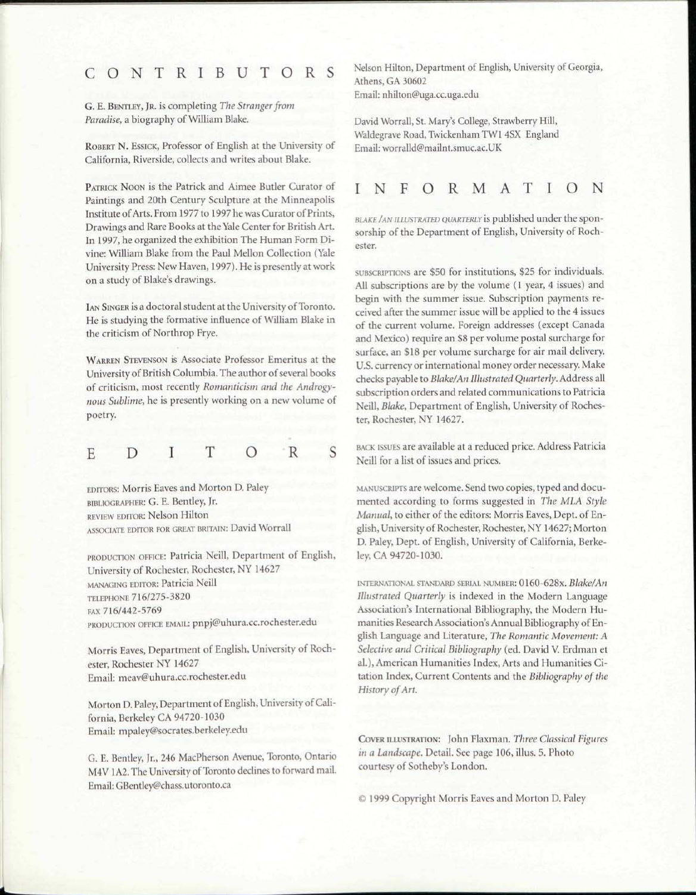## CONTRIBUTORS

G. E. Bentley, Jr. is completing *The Stranger from Paradise*, a biography of William Blake.

Robert N. Essick, Professor of English at the University of California, Riverside, collects and writes about Blake.

Patrick Noon is the Patrick and Aimee Butler Curator of Paintings and 20th Century Sculpture at the Minneapolis Institute of Arts. From 1977 to 1997 he was Curator of Prints, Drawings and Rare Books at the Yale Center for British Art. In 1997, he organized the exhibition The Human Form Divine: William Blake from the Paul Mellon Collection (Yale University Press: New Haven, 1997). He is presently at work on a study of Blake's drawings.

Ian Singer is a doctoral student at the University of Toronto. He is studying the formative influence of William Blake in the criticism of Northrop Frye.

Warren Stevenson is Associate Professor Emeritus at the University of British Columbia. The author of several books of criticism, most recently *Romanticism and the Androgynous Sublime*, he is presently working on a new volume of poetry.

## EDITORS

Editors: Morris Eaves and Morton D. Paley
Bibliographer: G. E. Bentley, Jr.
Review Editor: Nelson Hilton
Associate Editor for Great Britain: David Worrall

Production Office: Patricia Neill, Department of English, University of Rochester, Rochester, NY 14627
Managing Editor: Patricia Neill
Telephone 716/275-3820
Fax 716/442-5769
Production Office Email: pnpj@uhura.cc.rochester.edu

Morris Eaves, Department of English, University of Rochester, Rochester NY 14627
Email: meav@uhura.cc.rochester.edu

Morton D. Paley, Department of English, University of California, Berkeley CA 94720-1030
Email: mpaley@socrates.berkeley.edu

G. E. Bentley, Jr., 246 MacPherson Avenue, Toronto, Ontario M4V 1A2. The University of Toronto declines to forward mail.
Email: GBentley@chass.utoronto.ca

Nelson Hilton, Department of English, University of Georgia, Athens, GA 30602
Email: nhilton@uga.cc.uga.edu

David Worrall, St. Mary's College, Strawberry Hill, Waldegrave Road, Twickenham TW1 4SX England
Email: worralld@mailnt.smuc.ac.UK

## INFORMATION

*Blake/An Illustrated Quarterly* is published under the sponsorship of the Department of English, University of Rochester.

Subscriptions are $50 for institutions, $25 for individuals. All subscriptions are by the volume (1 year, 4 issues) and begin with the summer issue. Subscription payments received after the summer issue will be applied to the 4 issues of the current volume. Foreign addresses (except Canada and Mexico) require an $8 per volume postal surcharge for surface, an $18 per volume surcharge for air mail delivery. U.S. currency or international money order necessary. Make checks payable to *Blake/An Illustrated Quarterly*. Address all subscription orders and related communications to Patricia Neill, *Blake*, Department of English, University of Rochester, Rochester, NY 14627.

Back issues are available at a reduced price. Address Patricia Neill for a list of issues and prices.

Manuscripts are welcome. Send two copies, typed and documented according to forms suggested in *The MLA Style Manual*, to either of the editors: Morris Eaves, Dept. of English, University of Rochester, Rochester, NY 14627; Morton D. Paley, Dept. of English, University of California, Berkeley, CA 94720-1030.

International Standard Serial Number: 0160-628x. *Blake/An Illustrated Quarterly* is indexed in the Modern Language Association's International Bibliography, the Modern Humanities Research Association's Annual Bibliography of English Language and Literature, *The Romantic Movement: A Selective and Critical Bibliography* (ed. David V. Erdman et al.), American Humanities Index, Arts and Humanities Citation Index, Current Contents and the *Bibliography of the History of Art*.

Cover illustration: John Flaxman. *Three Classical Figures in a Landscape*. Detail. See page 106, illus. 5. Photo courtesy of Sotheby's London.

© 1999 Copyright Morris Eaves and Morton D. Paley